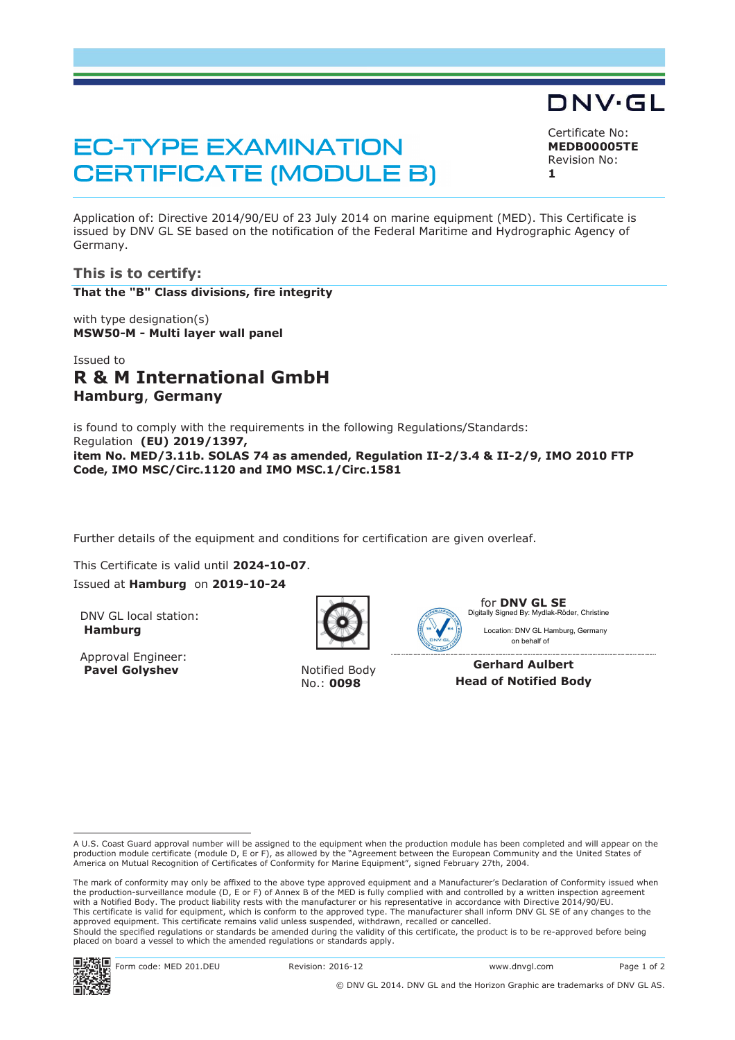DNV·GL

# EC-TYPE EXAMINATION CERTIFICATE (MODULE B)

Certificate No:
**MEDB00005TE**
Revision No:
**1**

Application of: Directive 2014/90/EU of 23 July 2014 on marine equipment (MED). This Certificate is issued by DNV GL SE based on the notification of the Federal Maritime and Hydrographic Agency of Germany.

## This is to certify:

**That the "B" Class divisions, fire integrity**

with type designation(s)
**MSW50-M - Multi layer wall panel**

Issued to
## R & M International GmbH
**Hamburg, Germany**

is found to comply with the requirements in the following Regulations/Standards:
Regulation **(EU) 2019/1397,**
**item No. MED/3.11b. SOLAS 74 as amended, Regulation II-2/3.4 & II-2/9, IMO 2010 FTP Code, IMO MSC/Circ.1120 and IMO MSC.1/Circ.1581**

Further details of the equipment and conditions for certification are given overleaf.

This Certificate is valid until **2024-10-07**.
Issued at **Hamburg** on **2019-10-24**

DNV GL local station:
**Hamburg**

Approval Engineer:
**Pavel Golyshev**

Notified Body
No.: **0098**

for **DNV GL SE**
Digitally Signed By: Mydlak-Röder, Christine
Location: DNV GL Hamburg, Germany
on behalf of

**Gerhard Aulbert**
**Head of Notified Body**

---

A U.S. Coast Guard approval number will be assigned to the equipment when the production module has been completed and will appear on the production module certificate (module D, E or F), as allowed by the "Agreement between the European Community and the United States of America on Mutual Recognition of Certificates of Conformity for Marine Equipment", signed February 27th, 2004.

The mark of conformity may only be affixed to the above type approved equipment and a Manufacturer's Declaration of Conformity issued when the production-surveillance module (D, E or F) of Annex B of the MED is fully complied with and controlled by a written inspection agreement with a Notified Body. The product liability rests with the manufacturer or his representative in accordance with Directive 2014/90/EU.
This certificate is valid for equipment, which is conform to the approved type. The manufacturer shall inform DNV GL SE of any changes to the approved equipment. This certificate remains valid unless suspended, withdrawn, recalled or cancelled.
Should the specified regulations or standards be amended during the validity of this certificate, the product is to be re-approved before being placed on board a vessel to which the amended regulations or standards apply.

Form code: MED 201.DEU Revision: 2016-12 www.dnvgl.com

© DNV GL 2014. DNV GL and the Horizon Graphic are trademarks of DNV GL AS.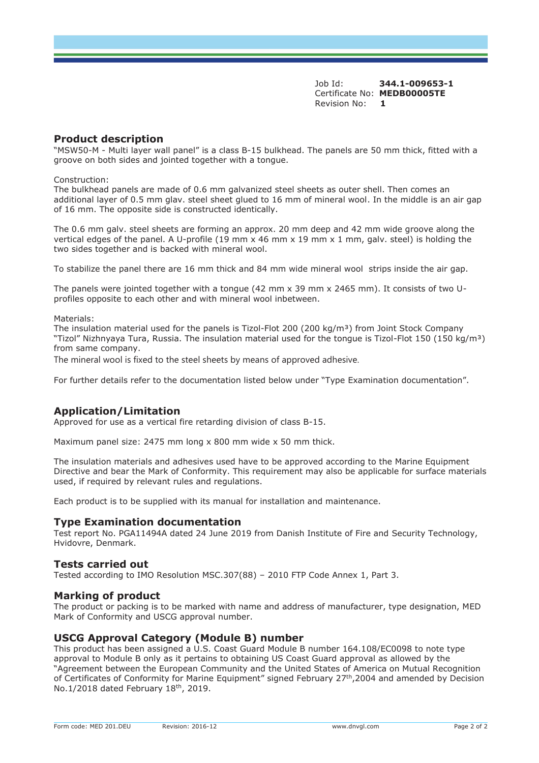Job Id: **344.1-009653-1**
Certificate No: **MEDB00005TE**
Revision No: **1**

## Product description

"MSW50-M - Multi layer wall panel" is a class B-15 bulkhead. The panels are 50 mm thick, fitted with a groove on both sides and jointed together with a tongue.

Construction:
The bulkhead panels are made of 0.6 mm galvanized steel sheets as outer shell. Then comes an additional layer of 0.5 mm glav. steel sheet glued to 16 mm of mineral wool. In the middle is an air gap of 16 mm. The opposite side is constructed identically.

The 0.6 mm galv. steel sheets are forming an approx. 20 mm deep and 42 mm wide groove along the vertical edges of the panel. A U-profile (19 mm x 46 mm x 19 mm x 1 mm, galv. steel) is holding the two sides together and is backed with mineral wool.

To stabilize the panel there are 16 mm thick and 84 mm wide mineral wool strips inside the air gap.

The panels were jointed together with a tongue (42 mm x 39 mm x 2465 mm). It consists of two U-profiles opposite to each other and with mineral wool inbetween.

Materials:
The insulation material used for the panels is Tizol-Flot 200 (200 kg/m³) from Joint Stock Company "Tizol" Nizhnyaya Tura, Russia. The insulation material used for the tongue is Tizol-Flot 150 (150 kg/m³) from same company.
The mineral wool is fixed to the steel sheets by means of approved adhesive.

For further details refer to the documentation listed below under "Type Examination documentation".

## Application/Limitation

Approved for use as a vertical fire retarding division of class B-15.

Maximum panel size: 2475 mm long x 800 mm wide x 50 mm thick.

The insulation materials and adhesives used have to be approved according to the Marine Equipment Directive and bear the Mark of Conformity. This requirement may also be applicable for surface materials used, if required by relevant rules and regulations.

Each product is to be supplied with its manual for installation and maintenance.

## Type Examination documentation

Test report No. PGA11494A dated 24 June 2019 from Danish Institute of Fire and Security Technology, Hvidovre, Denmark.

## Tests carried out

Tested according to IMO Resolution MSC.307(88) – 2010 FTP Code Annex 1, Part 3.

## Marking of product

The product or packing is to be marked with name and address of manufacturer, type designation, MED Mark of Conformity and USCG approval number.

## USCG Approval Category (Module B) number

This product has been assigned a U.S. Coast Guard Module B number 164.108/EC0098 to note type approval to Module B only as it pertains to obtaining US Coast Guard approval as allowed by the "Agreement between the European Community and the United States of America on Mutual Recognition of Certificates of Conformity for Marine Equipment" signed February 27th,2004 and amended by Decision No.1/2018 dated February 18th, 2019.